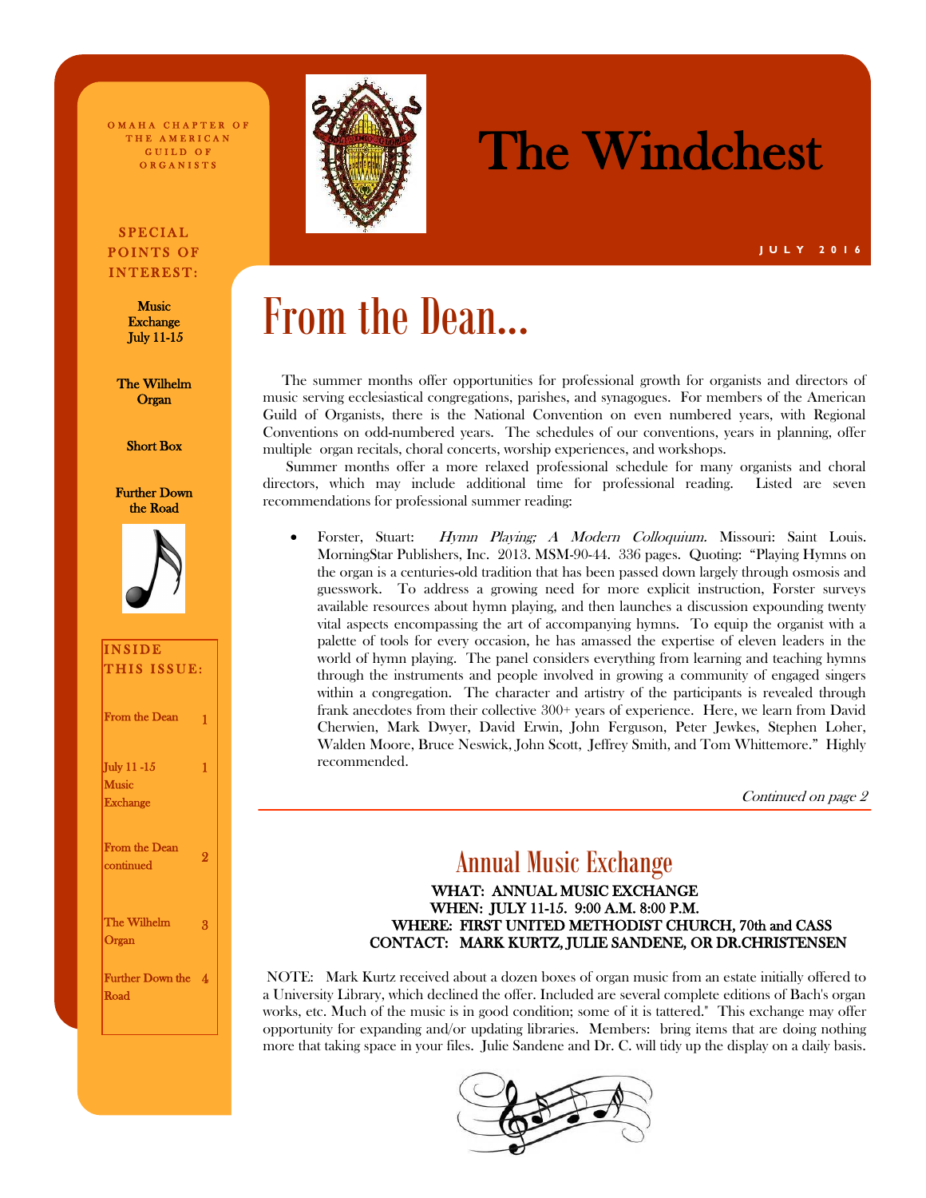OMAHA CHAPTER OF THE AMERICAN GUILD OF ORGANISTS

# The Windchest

JULY 2016

**SPECIAL POINTS OF INTEREST:**

- Music Exchange July 11-15
- The Wilhelm Organ
- Short Box
- Further Down the Road

**INSIDE THIS ISSUE:**

| | |
|---|---|
| From the Dean | 1 |
| July 11 -15 Music Exchange | 1 |
| From the Dean continued | 2 |
| The Wilhelm Organ | 3 |
| Further Down the Road | 4 |

# From the Dean...

The summer months offer opportunities for professional growth for organists and directors of music serving ecclesiastical congregations, parishes, and synagogues. For members of the American Guild of Organists, there is the National Convention on even numbered years, with Regional Conventions on odd-numbered years. The schedules of our conventions, years in planning, offer multiple organ recitals, choral concerts, worship experiences, and workshops.

Summer months offer a more relaxed professional schedule for many organists and choral directors, which may include additional time for professional reading. Listed are seven recommendations for professional summer reading:

- Forster, Stuart: *Hymn Playing; A Modern Colloquium.* Missouri: Saint Louis. MorningStar Publishers, Inc. 2013. MSM-90-44. 336 pages. Quoting: "Playing Hymns on the organ is a centuries-old tradition that has been passed down largely through osmosis and guesswork. To address a growing need for more explicit instruction, Forster surveys available resources about hymn playing, and then launches a discussion expounding twenty vital aspects encompassing the art of accompanying hymns. To equip the organist with a palette of tools for every occasion, he has amassed the expertise of eleven leaders in the world of hymn playing. The panel considers everything from learning and teaching hymns through the instruments and people involved in growing a community of engaged singers within a congregation. The character and artistry of the participants is revealed through frank anecdotes from their collective 300+ years of experience. Here, we learn from David Cherwien, Mark Dwyer, David Erwin, John Ferguson, Peter Jewkes, Stephen Loher, Walden Moore, Bruce Neswick, John Scott, Jeffrey Smith, and Tom Whittemore." Highly recommended.

*Continued on page 2*

## Annual Music Exchange

**WHAT: ANNUAL MUSIC EXCHANGE**
**WHEN: JULY 11-15. 9:00 A.M. 8:00 P.M.**
**WHERE: FIRST UNITED METHODIST CHURCH, 70th and CASS**
**CONTACT: MARK KURTZ, JULIE SANDENE, OR DR.CHRISTENSEN**

NOTE: Mark Kurtz received about a dozen boxes of organ music from an estate initially offered to a University Library, which declined the offer. Included are several complete editions of Bach's organ works, etc. Much of the music is in good condition; some of it is tattered." This exchange may offer opportunity for expanding and/or updating libraries. Members: bring items that are doing nothing more that taking space in your files. Julie Sandene and Dr. C. will tidy up the display on a daily basis.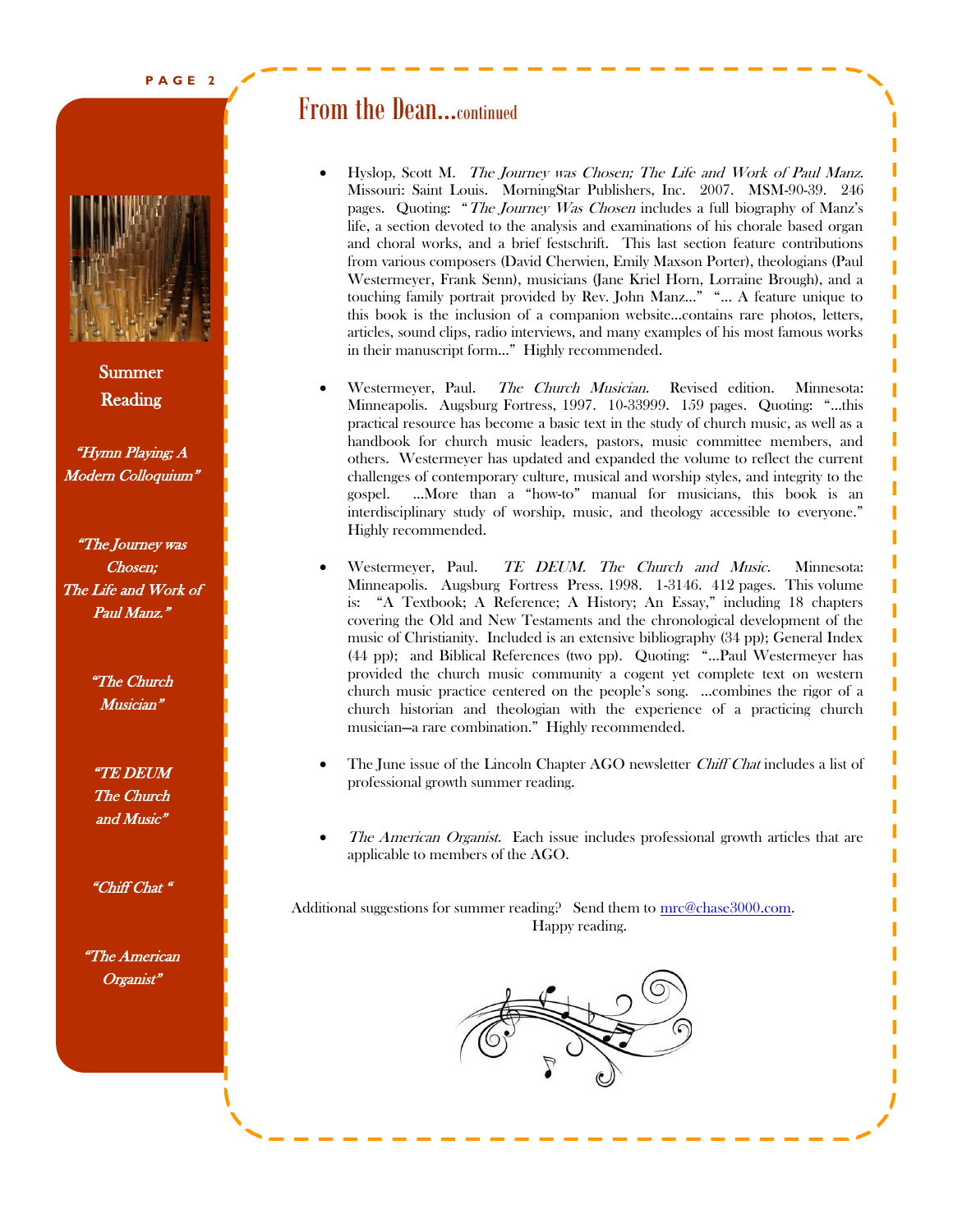## Summer Reading

*"Hymn Playing; A Modern Colloquium"*

*"The Journey was Chosen; The Life and Work of Paul Manz."*

*"The Church Musician"*

*"TE DEUM The Church and Music"*

*"Chiff Chat "*

*"The American Organist"*

# From the Dean...continued

- Hyslop, Scott M. *The Journey was Chosen; The Life and Work of Paul Manz.* Missouri: Saint Louis. MorningStar Publishers, Inc. 2007. MSM-90-39. 246 pages. Quoting: "*The Journey Was Chosen* includes a full biography of Manz's life, a section devoted to the analysis and examinations of his chorale based organ and choral works, and a brief festschrift. This last section feature contributions from various composers (David Cherwien, Emily Maxson Porter), theologians (Paul Westermeyer, Frank Senn), musicians (Jane Kriel Horn, Lorraine Brough), and a touching family portrait provided by Rev. John Manz..." "... A feature unique to this book is the inclusion of a companion website...contains rare photos, letters, articles, sound clips, radio interviews, and many examples of his most famous works in their manuscript form..." Highly recommended.

- Westermeyer, Paul. *The Church Musician.* Revised edition. Minnesota: Minneapolis. Augsburg Fortress, 1997. 10-33999. 159 pages. Quoting: "...this practical resource has become a basic text in the study of church music, as well as a handbook for church music leaders, pastors, music committee members, and others. Westermeyer has updated and expanded the volume to reflect the current challenges of contemporary culture, musical and worship styles, and integrity to the gospel. ...More than a "how-to" manual for musicians, this book is an interdisciplinary study of worship, music, and theology accessible to everyone." Highly recommended.

- Westermeyer, Paul. *TE DEUM. The Church and Music.* Minnesota: Minneapolis. Augsburg Fortress Press. 1998. 1-3146. 412 pages. This volume is: "A Textbook; A Reference; A History; An Essay," including 18 chapters covering the Old and New Testaments and the chronological development of the music of Christianity. Included is an extensive bibliography (34 pp); General Index (44 pp); and Biblical References (two pp). Quoting: "...Paul Westermeyer has provided the church music community a cogent yet complete text on western church music practice centered on the people's song. ...combines the rigor of a church historian and theologian with the experience of a practicing church musician—a rare combination." Highly recommended.

- The June issue of the Lincoln Chapter AGO newsletter *Chiff Chat* includes a list of professional growth summer reading.

- *The American Organist.* Each issue includes professional growth articles that are applicable to members of the AGO.

Additional suggestions for summer reading? Send them to mrc@chase3000.com.
Happy reading.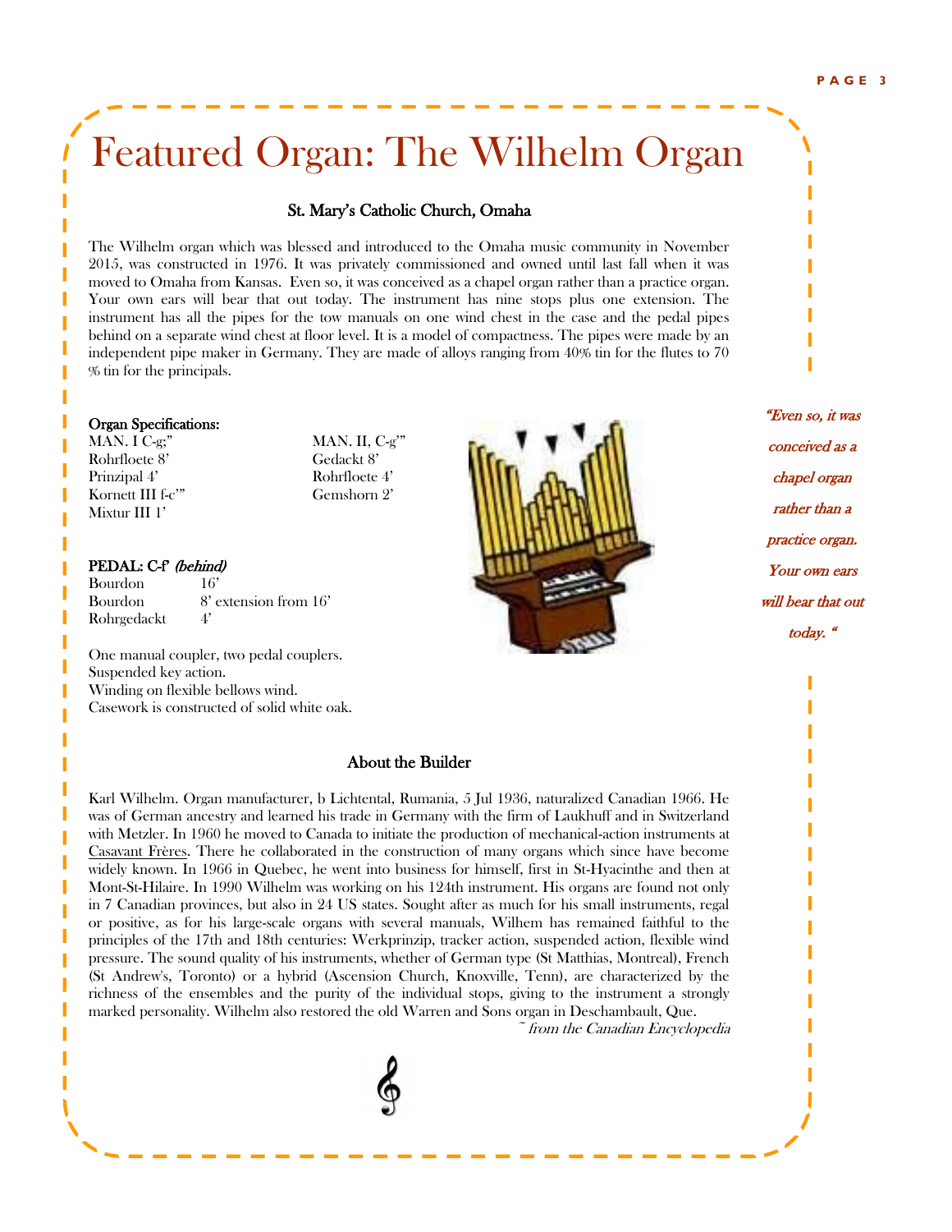# Featured Organ: The Wilhelm Organ

### St. Mary's Catholic Church, Omaha

The Wilhelm organ which was blessed and introduced to the Omaha music community in November 2015, was constructed in 1976. It was privately commissioned and owned until last fall when it was moved to Omaha from Kansas. Even so, it was conceived as a chapel organ rather than a practice organ. Your own ears will bear that out today. The instrument has nine stops plus one extension. The instrument has all the pipes for the tow manuals on one wind chest in the case and the pedal pipes behind on a separate wind chest at floor level. It is a model of compactness. The pipes were made by an independent pipe maker in Germany. They are made of alloys ranging from 40% tin for the flutes to 70 % tin for the principals.

**Organ Specifications:**

| MAN. I C-g;" | MAN. II, C-g'" |
|---|---|
| Rohrfloete 8' | Gedackt 8' |
| Prinzipal 4' | Rohrfloete 4' |
| Kornett III f-c'" | Gemshorn 2' |
| Mixtur III 1' | |

**PEDAL: C-f'** *(behind)*

| | |
|---|---|
| Bourdon | 16' |
| Bourdon | 8' extension from 16' |
| Rohrgedackt | 4' |

One manual coupler, two pedal couplers.
Suspended key action.
Winding on flexible bellows wind.
Casework is constructed of solid white oak.

*"Even so, it was conceived as a chapel organ rather than a practice organ. Your own ears will bear that out today. "*

### About the Builder

Karl Wilhelm. Organ manufacturer, b Lichtental, Rumania, 5 Jul 1936, naturalized Canadian 1966. He was of German ancestry and learned his trade in Germany with the firm of Laukhuff and in Switzerland with Metzler. In 1960 he moved to Canada to initiate the production of mechanical-action instruments at Casavant Frères. There he collaborated in the construction of many organs which since have become widely known. In 1966 in Quebec, he went into business for himself, first in St-Hyacinthe and then at Mont-St-Hilaire. In 1990 Wilhelm was working on his 124th instrument. His organs are found not only in 7 Canadian provinces, but also in 24 US states. Sought after as much for his small instruments, regal or positive, as for his large-scale organs with several manuals, Wilhem has remained faithful to the principles of the 17th and 18th centuries: Werkprinzip, tracker action, suspended action, flexible wind pressure. The sound quality of his instruments, whether of German type (St Matthias, Montreal), French (St Andrew's, Toronto) or a hybrid (Ascension Church, Knoxville, Tenn), are characterized by the richness of the ensembles and the purity of the individual stops, giving to the instrument a strongly marked personality. Wilhelm also restored the old Warren and Sons organ in Deschambault, Que.

*~ from the Canadian Encyclopedia*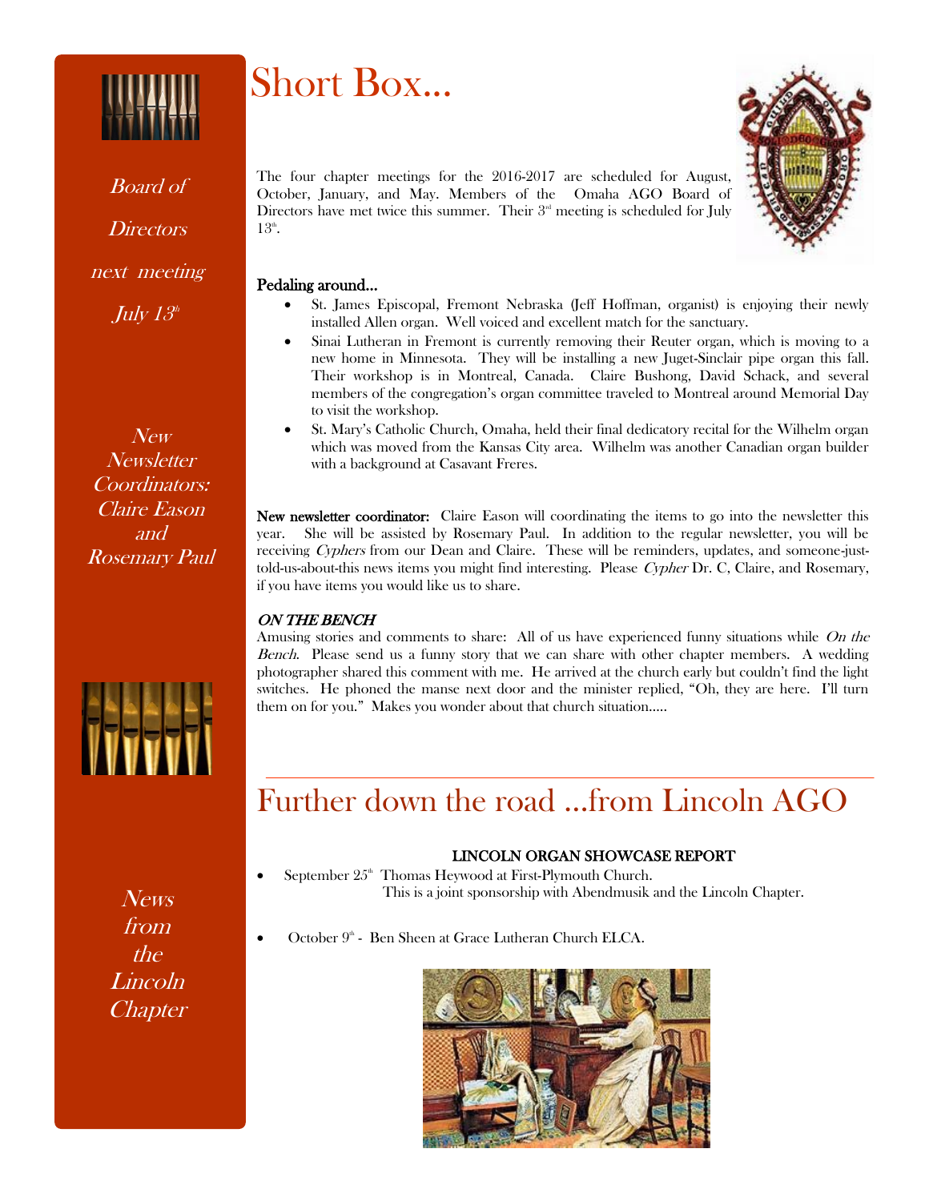Board of Directors next meeting July 13th

New Newsletter Coordinators: Claire Eason and Rosemary Paul

News from the Lincoln Chapter

# Short Box...

The four chapter meetings for the 2016-2017 are scheduled for August, October, January, and May. Members of the Omaha AGO Board of Directors have met twice this summer. Their 3rd meeting is scheduled for July 13th.

**Pedaling around...**

- St. James Episcopal, Fremont Nebraska (Jeff Hoffman, organist) is enjoying their newly installed Allen organ. Well voiced and excellent match for the sanctuary.
- Sinai Lutheran in Fremont is currently removing their Reuter organ, which is moving to a new home in Minnesota. They will be installing a new Juget-Sinclair pipe organ this fall. Their workshop is in Montreal, Canada. Claire Bushong, David Schack, and several members of the congregation's organ committee traveled to Montreal around Memorial Day to visit the workshop.
- St. Mary's Catholic Church, Omaha, held their final dedicatory recital for the Wilhelm organ which was moved from the Kansas City area. Wilhelm was another Canadian organ builder with a background at Casavant Freres.

**New newsletter coordinator:** Claire Eason will coordinating the items to go into the newsletter this year. She will be assisted by Rosemary Paul. In addition to the regular newsletter, you will be receiving *Cyphers* from our Dean and Claire. These will be reminders, updates, and someone-just-told-us-about-this news items you might find interesting. Please *Cypher* Dr. C, Claire, and Rosemary, if you have items you would like us to share.

***ON THE BENCH***

Amusing stories and comments to share: All of us have experienced funny situations while *On the Bench*. Please send us a funny story that we can share with other chapter members. A wedding photographer shared this comment with me. He arrived at the church early but couldn't find the light switches. He phoned the manse next door and the minister replied, "Oh, they are here. I'll turn them on for you." Makes you wonder about that church situation.....

# Further down the road ...from Lincoln AGO

**LINCOLN ORGAN SHOWCASE REPORT**

- September 25th Thomas Heywood at First-Plymouth Church.
  This is a joint sponsorship with Abendmusik and the Lincoln Chapter.
- October 9th - Ben Sheen at Grace Lutheran Church ELCA.